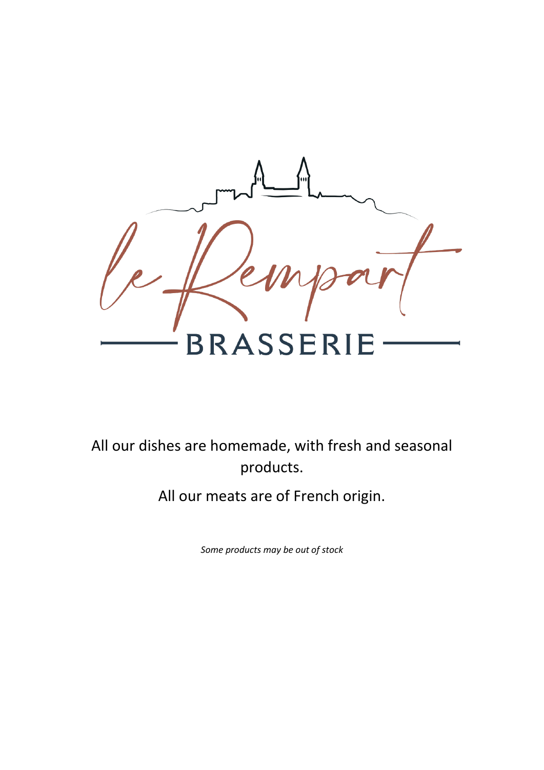# le Rempart

## BRASSERIE

All our dishes are homemade, with fresh and seasonal products.

All our meats are of French origin.

*Some products may be out of stock*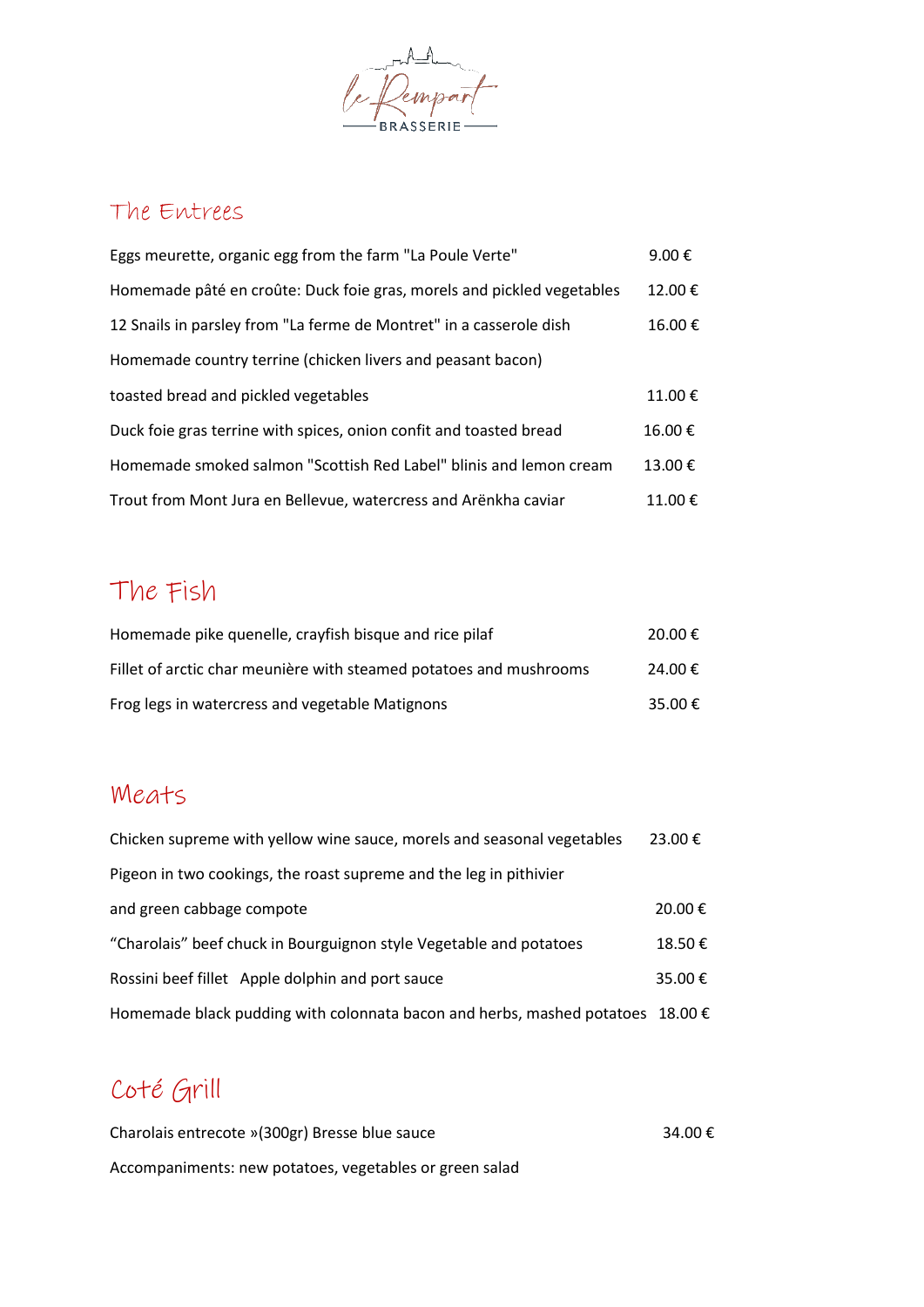le Rempart
BRASSERIE

## The Entrees

| | |
|---|---|
| Eggs meurette, organic egg from the farm "La Poule Verte" | 9.00 € |
| Homemade pâté en croûte: Duck foie gras, morels and pickled vegetables | 12.00 € |
| 12 Snails in parsley from "La ferme de Montret" in a casserole dish | 16.00 € |
| Homemade country terrine (chicken livers and peasant bacon) toasted bread and pickled vegetables | 11.00 € |
| Duck foie gras terrine with spices, onion confit and toasted bread | 16.00 € |
| Homemade smoked salmon "Scottish Red Label" blinis and lemon cream | 13.00 € |
| Trout from Mont Jura en Bellevue, watercress and Arënkha caviar | 11.00 € |

## The Fish

| | |
|---|---|
| Homemade pike quenelle, crayfish bisque and rice pilaf | 20.00 € |
| Fillet of arctic char meunière with steamed potatoes and mushrooms | 24.00 € |
| Frog legs in watercress and vegetable Matignons | 35.00 € |

## Meats

| | |
|---|---|
| Chicken supreme with yellow wine sauce, morels and seasonal vegetables | 23.00 € |
| Pigeon in two cookings, the roast supreme and the leg in pithivier and green cabbage compote | 20.00 € |
| "Charolais" beef chuck in Bourguignon style Vegetable and potatoes | 18.50 € |
| Rossini beef fillet Apple dolphin and port sauce | 35.00 € |
| Homemade black pudding with colonnata bacon and herbs, mashed potatoes | 18.00 € |

## Coté Grill

| | |
|---|---|
| Charolais entrecote »(300gr) Bresse blue sauce | 34.00 € |

Accompaniments: new potatoes, vegetables or green salad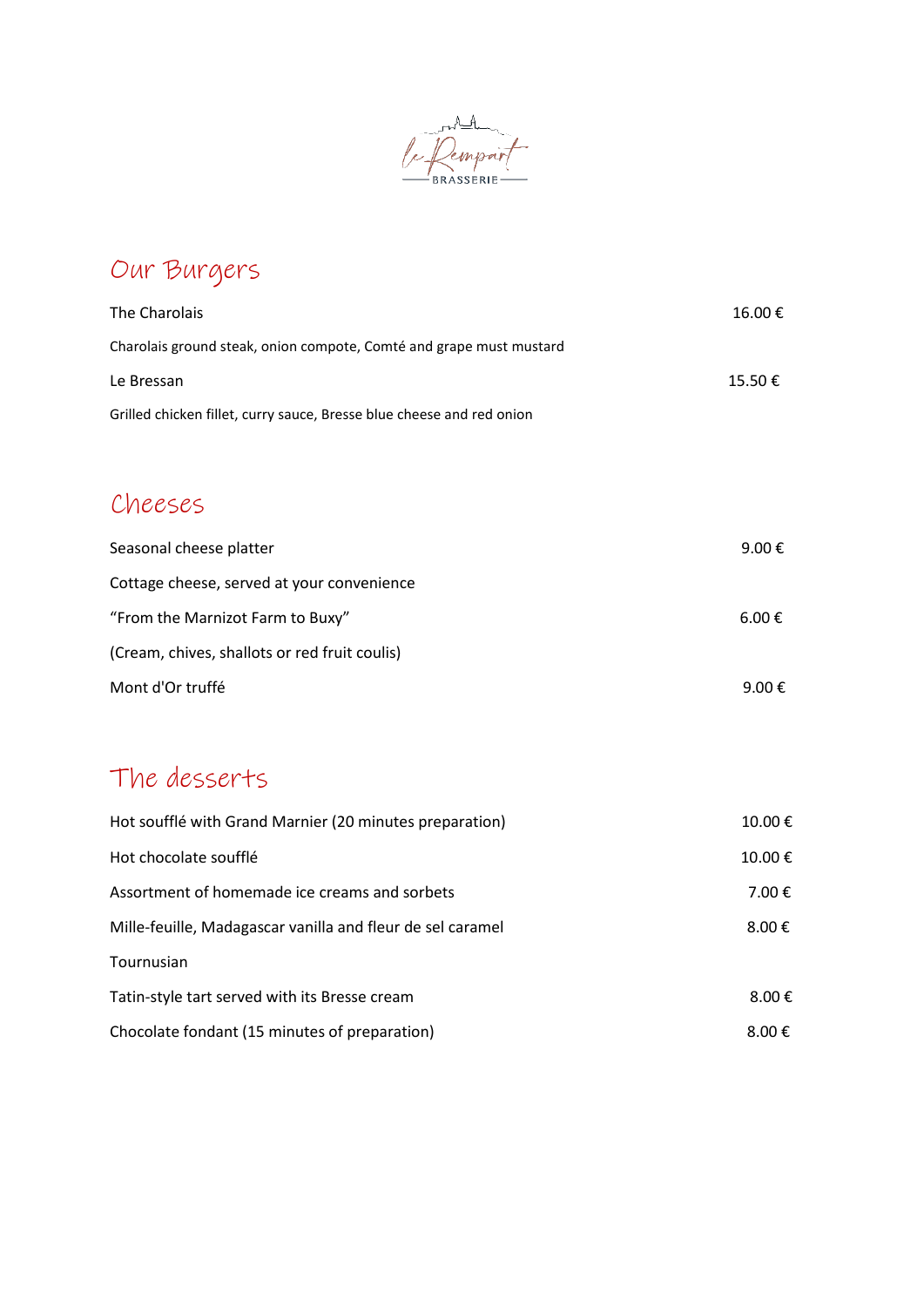## Our Burgers

| | |
|---|---|
| The Charolais | 16.00 € |
| Charolais ground steak, onion compote, Comté and grape must mustard | |
| Le Bressan | 15.50 € |
| Grilled chicken fillet, curry sauce, Bresse blue cheese and red onion | |

## Cheeses

| | |
|---|---|
| Seasonal cheese platter | 9.00 € |
| Cottage cheese, served at your convenience | |
| "From the Marnizot Farm to Buxy" | 6.00 € |
| (Cream, chives, shallots or red fruit coulis) | |
| Mont d'Or truffé | 9.00 € |

## The desserts

| | |
|---|---|
| Hot soufflé with Grand Marnier (20 minutes preparation) | 10.00 € |
| Hot chocolate soufflé | 10.00 € |
| Assortment of homemade ice creams and sorbets | 7.00 € |
| Mille-feuille, Madagascar vanilla and fleur de sel caramel | 8.00 € |
| Tournusian | |
| Tatin-style tart served with its Bresse cream | 8.00 € |
| Chocolate fondant (15 minutes of preparation) | 8.00 € |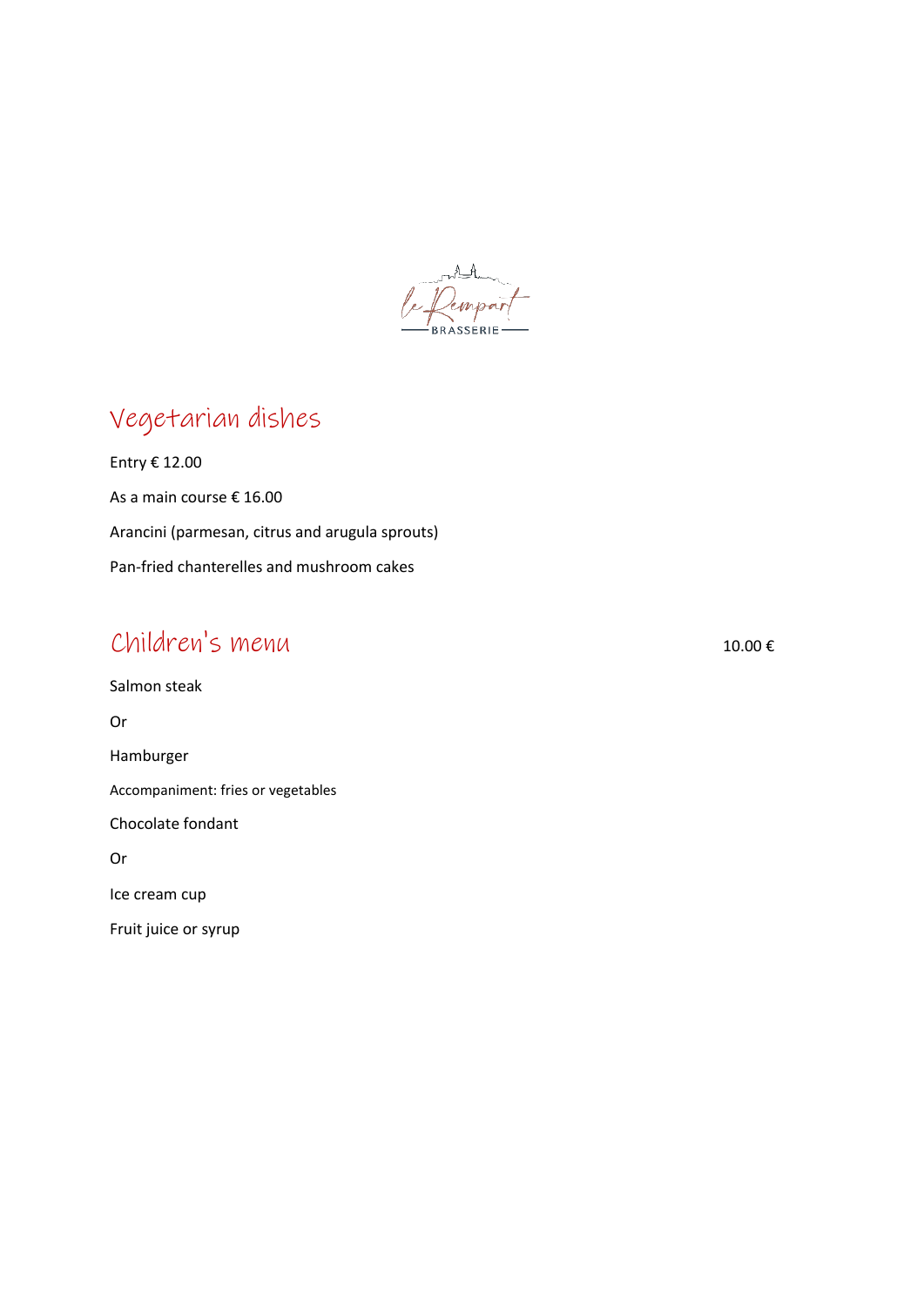le Rempart

BRASSERIE

## Vegetarian dishes

Entry € 12.00

As a main course € 16.00

Arancini (parmesan, citrus and arugula sprouts)

Pan-fried chanterelles and mushroom cakes

## Children's menu

10.00 €

Salmon steak

Or

Hamburger

Accompaniment: fries or vegetables

Chocolate fondant

Or

Ice cream cup

Fruit juice or syrup